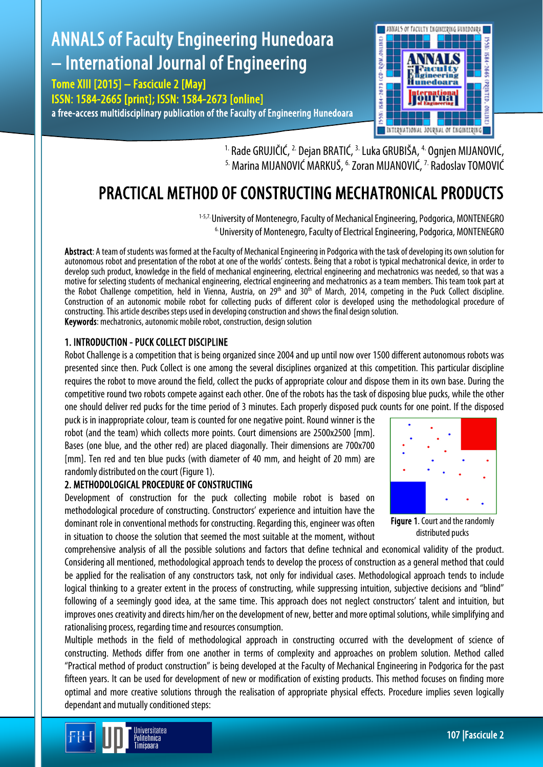[1.] Rade GRUJIČIĆ, [2.] Dejan BRATIĆ, [3.] Luka GRUBIŠA, [4.] Ognjen MIJANOVIĆ, [5.] Marina MIJANOVIĆ MARKUŠ, [6.] Zoran MIJANOVIĆ, [7.] Radoslav TOMOVIĆ

# PRACTICAL METHOD OF CONSTRUCTING MECHATRONICAL PRODUCTS

[1-5,7.] University of Montenegro, Faculty of Mechanical Engineering, Podgorica, MONTENEGRO
[6.] University of Montenegro, Faculty of Electrical Engineering, Podgorica, MONTENEGRO

**Abstract**: A team of students was formed at the Faculty of Mechanical Engineering in Podgorica with the task of developing its own solution for autonomous robot and presentation of the robot at one of the worlds' contests. Being that a robot is typical mechatronical device, in order to develop such product, knowledge in the field of mechanical engineering, electrical engineering and mechatronics was needed, so that was a motive for selecting students of mechanical engineering, electrical engineering and mechatronics as a team members. This team took part at the Robot Challenge competition, held in Vienna, Austria, on 29th and 30th of March, 2014, competing in the Puck Collect discipline. Construction of an autonomic mobile robot for collecting pucks of different color is developed using the methodological procedure of constructing. This article describes steps used in developing construction and shows the final design solution.

**Keywords**: mechatronics, autonomic mobile robot, construction, design solution

## 1. INTRODUCTION - PUCK COLLECT DISCIPLINE

Robot Challenge is a competition that is being organized since 2004 and up until now over 1500 different autonomous robots was presented since then. Puck Collect is one among the several disciplines organized at this competition. This particular discipline requires the robot to move around the field, collect the pucks of appropriate colour and dispose them in its own base. During the competitive round two robots compete against each other. One of the robots has the task of disposing blue pucks, while the other one should deliver red pucks for the time period of 3 minutes. Each properly disposed puck counts for one point. If the disposed puck is in inappropriate colour, team is counted for one negative point. Round winner is the robot (and the team) which collects more points. Court dimensions are 2500x2500 [mm]. Bases (one blue, and the other red) are placed diagonally. Their dimensions are 700x700 [mm]. Ten red and ten blue pucks (with diameter of 40 mm, and height of 20 mm) are randomly distributed on the court (Figure 1).

**Figure 1**. Court and the randomly distributed pucks

## 2. METHODOLOGICAL PROCEDURE OF CONSTRUCTING

Development of construction for the puck collecting mobile robot is based on methodological procedure of constructing. Constructors' experience and intuition have the dominant role in conventional methods for constructing. Regarding this, engineer was often in situation to choose the solution that seemed the most suitable at the moment, without comprehensive analysis of all the possible solutions and factors that define technical and economical validity of the product. Considering all mentioned, methodological approach tends to develop the process of construction as a general method that could be applied for the realisation of any constructors task, not only for individual cases. Methodological approach tends to include logical thinking to a greater extent in the process of constructing, while suppressing intuition, subjective decisions and "blind" following of a seemingly good idea, at the same time. This approach does not neglect constructors' talent and intuition, but improves ones creativity and directs him/her on the development of new, better and more optimal solutions, while simplifying and rationalising process, regarding time and resources consumption.

Multiple methods in the field of methodological approach in constructing occurred with the development of science of constructing. Methods differ from one another in terms of complexity and approaches on problem solution. Method called "Practical method of product construction" is being developed at the Faculty of Mechanical Engineering in Podgorica for the past fifteen years. It can be used for development of new or modification of existing products. This method focuses on finding more optimal and more creative solutions through the realisation of appropriate physical effects. Procedure implies seven logically dependant and mutually conditioned steps: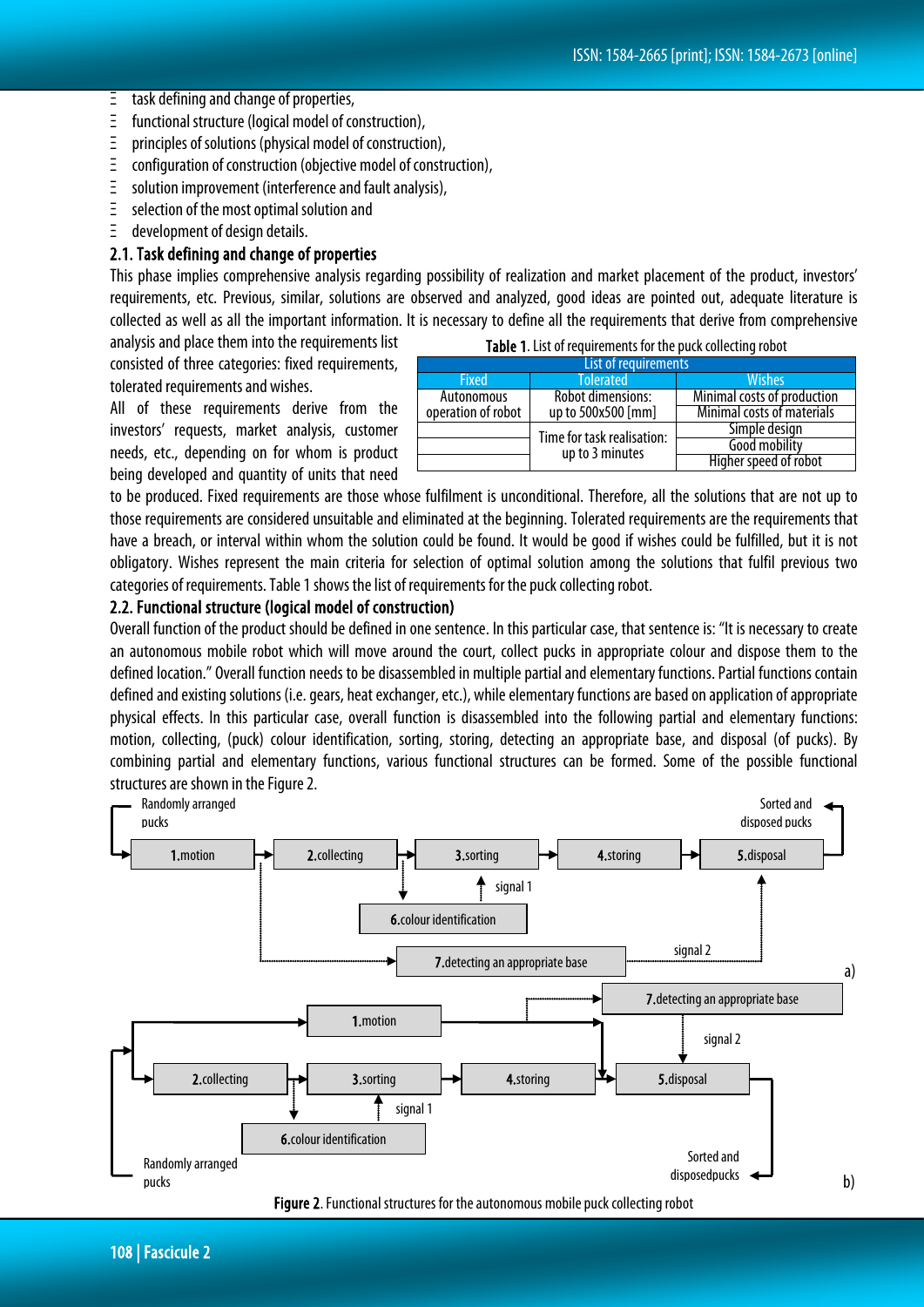- task defining and change of properties,
- functional structure (logical model of construction),
- principles of solutions (physical model of construction),
- configuration of construction (objective model of construction),
- solution improvement (interference and fault analysis),
- selection of the most optimal solution and
- development of design details.

## 2.1. Task defining and change of properties

This phase implies comprehensive analysis regarding possibility of realization and market placement of the product, investors' requirements, etc. Previous, similar, solutions are observed and analyzed, good ideas are pointed out, adequate literature is collected as well as all the important information. It is necessary to define all the requirements that derive from comprehensive analysis and place them into the requirements list consisted of three categories: fixed requirements, tolerated requirements and wishes.

**Table 1**. List of requirements for the puck collecting robot

| List of requirements | | |
|---|---|---|
| **Fixed** | **Tolerated** | **Wishes** |
| Autonomous operation of robot | Robot dimensions: up to 500x500 [mm] | Minimal costs of production |
| | | Minimal costs of materials |
| | Time for task realisation: up to 3 minutes | Simple design |
| | | Good mobility |
| | | Higher speed of robot |

All of these requirements derive from the investors' requests, market analysis, customer needs, etc., depending on for whom is product being developed and quantity of units that need to be produced. Fixed requirements are those whose fulfilment is unconditional. Therefore, all the solutions that are not up to those requirements are considered unsuitable and eliminated at the beginning. Tolerated requirements are the requirements that have a breach, or interval within whom the solution could be found. It would be good if wishes could be fulfilled, but it is not obligatory. Wishes represent the main criteria for selection of optimal solution among the solutions that fulfil previous two categories of requirements. Table 1 shows the list of requirements for the puck collecting robot.

## 2.2. Functional structure (logical model of construction)

Overall function of the product should be defined in one sentence. In this particular case, that sentence is: "It is necessary to create an autonomous mobile robot which will move around the court, collect pucks in appropriate colour and dispose them to the defined location." Overall function needs to be disassembled in multiple partial and elementary functions. Partial functions contain defined and existing solutions (i.e. gears, heat exchanger, etc.), while elementary functions are based on application of appropriate physical effects. In this particular case, overall function is disassembled into the following partial and elementary functions: motion, collecting, (puck) colour identification, sorting, storing, detecting an appropriate base, and disposal (of pucks). By combining partial and elementary functions, various functional structures can be formed. Some of the possible functional structures are shown in the Figure 2.

Randomly arranged pucks — **1.**motion — **2.**collecting — **3.**sorting — **4.**storing — **5.**disposal — Sorted and disposed pucks; **6.**colour identification (signal 1); **7.**detecting an appropriate base (signal 2) — a)

**1.**motion; **2.**collecting — **3.**sorting — **4.**storing — **5.**disposal; **6.**colour identification (signal 1); **7.**detecting an appropriate base (signal 2); Randomly arranged pucks; Sorted and disposedpucks — b)

**Figure 2**. Functional structures for the autonomous mobile puck collecting robot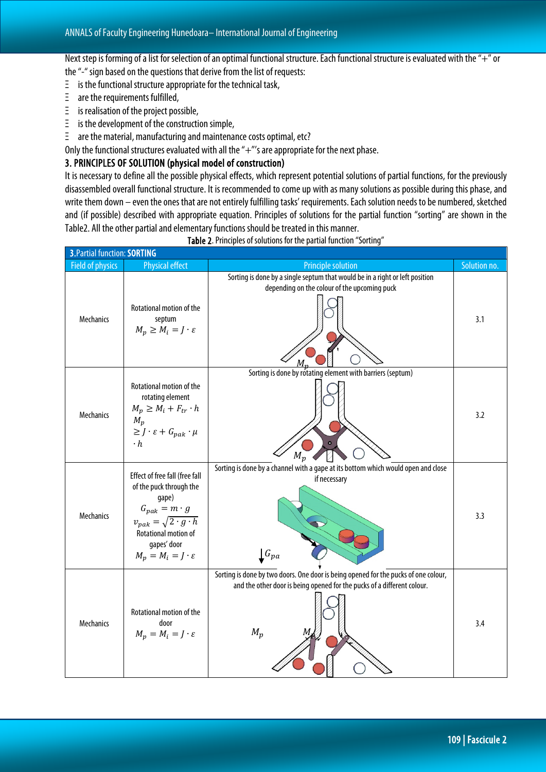Next step is forming of a list for selection of an optimal functional structure. Each functional structure is evaluated with the "+" or the "-" sign based on the questions that derive from the list of requests:

- is the functional structure appropriate for the technical task,
- are the requirements fulfilled,
- is realisation of the project possible,
- is the development of the construction simple,
- are the material, manufacturing and maintenance costs optimal, etc?

Only the functional structures evaluated with all the "+"'s are appropriate for the next phase.

## 3. PRINCIPLES OF SOLUTION (physical model of construction)

It is necessary to define all the possible physical effects, which represent potential solutions of partial functions, for the previously disassembled overall functional structure. It is recommended to come up with as many solutions as possible during this phase, and write them down – even the ones that are not entirely fulfilling tasks' requirements. Each solution needs to be numbered, sketched and (if possible) described with appropriate equation. Principles of solutions for the partial function "sorting" are shown in the Table2. All the other partial and elementary functions should be treated in this manner.

**Table 2**. Principles of solutions for the partial function "Sorting"

| 3.Partial function: **SORTING** | | | |
|---|---|---|---|
| Field of physics | Physical effect | Principle solution | Solution no. |
| Mechanics | Rotational motion of the septum $M_p \geq M_i = J \cdot \varepsilon$ | Sorting is done by a single septum that would be in a right or left position depending on the colour of the upcoming puck | 3.1 |
| Mechanics | Rotational motion of the rotating element $M_p \geq M_i + F_{tr} \cdot h$ $M_p \geq J \cdot \varepsilon + G_{pak} \cdot \mu \cdot h$ | Sorting is done by rotating element with barriers (septum) | 3.2 |
| Mechanics | Effect of free fall (free fall of the puck through the gape) $G_{pak} = m \cdot g$ $v_{pak} = \sqrt{2 \cdot g \cdot h}$ Rotational motion of gapes' door $M_p = M_i = J \cdot \varepsilon$ | Sorting is done by a channel with a gape at its bottom which would open and close if necessary | 3.3 |
| Mechanics | Rotational motion of the door $M_p = M_i = J \cdot \varepsilon$ | Sorting is done by two doors. One door is being opened for the pucks of one colour, and the other door is being opened for the pucks of a different colour. | 3.4 |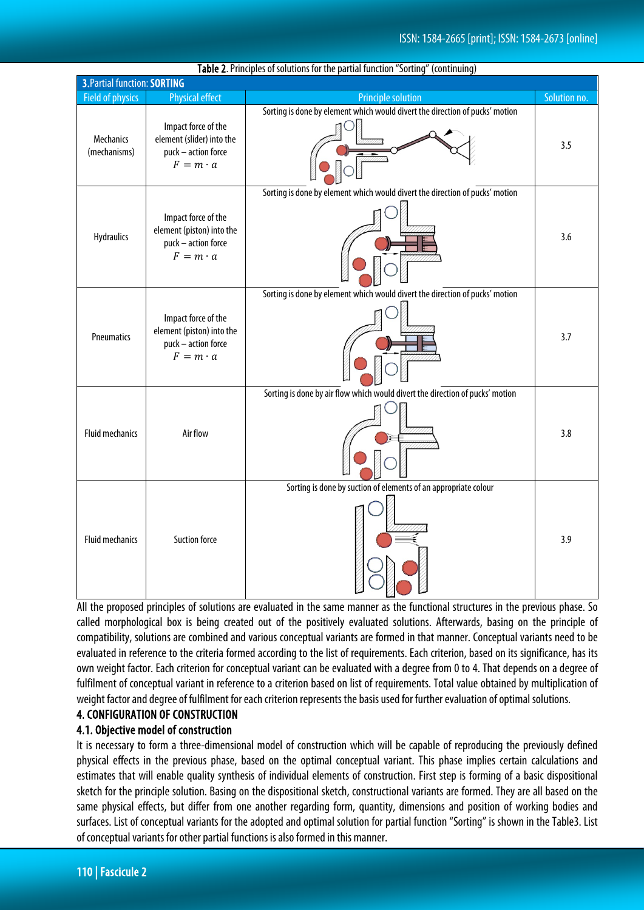Table 2. Principles of solutions for the partial function "Sorting" (continuing)

| 3.Partial function: **SORTING** | | | |
|---|---|---|---|
| Field of physics | Physical effect | Principle solution | Solution no. |
| Mechanics (mechanisms) | Impact force of the element (slider) into the puck – action force $F = m \cdot a$ | Sorting is done by element which would divert the direction of pucks' motion | 3.5 |
| Hydraulics | Impact force of the element (piston) into the puck – action force $F = m \cdot a$ | Sorting is done by element which would divert the direction of pucks' motion | 3.6 |
| Pneumatics | Impact force of the element (piston) into the puck – action force $F = m \cdot a$ | Sorting is done by element which would divert the direction of pucks' motion | 3.7 |
| Fluid mechanics | Air flow | Sorting is done by air flow which would divert the direction of pucks' motion | 3.8 |
| Fluid mechanics | Suction force | Sorting is done by suction of elements of an appropriate colour | 3.9 |

All the proposed principles of solutions are evaluated in the same manner as the functional structures in the previous phase. So called morphological box is being created out of the positively evaluated solutions. Afterwards, basing on the principle of compatibility, solutions are combined and various conceptual variants are formed in that manner. Conceptual variants need to be evaluated in reference to the criteria formed according to the list of requirements. Each criterion, based on its significance, has its own weight factor. Each criterion for conceptual variant can be evaluated with a degree from 0 to 4. That depends on a degree of fulfilment of conceptual variant in reference to a criterion based on list of requirements. Total value obtained by multiplication of weight factor and degree of fulfilment for each criterion represents the basis used for further evaluation of optimal solutions.

## 4. CONFIGURATION OF CONSTRUCTION

### 4.1. Objective model of construction

It is necessary to form a three-dimensional model of construction which will be capable of reproducing the previously defined physical effects in the previous phase, based on the optimal conceptual variant. This phase implies certain calculations and estimates that will enable quality synthesis of individual elements of construction. First step is forming of a basic dispositional sketch for the principle solution. Basing on the dispositional sketch, constructional variants are formed. They are all based on the same physical effects, but differ from one another regarding form, quantity, dimensions and position of working bodies and surfaces. List of conceptual variants for the adopted and optimal solution for partial function "Sorting" is shown in the Table3. List of conceptual variants for other partial functions is also formed in this manner.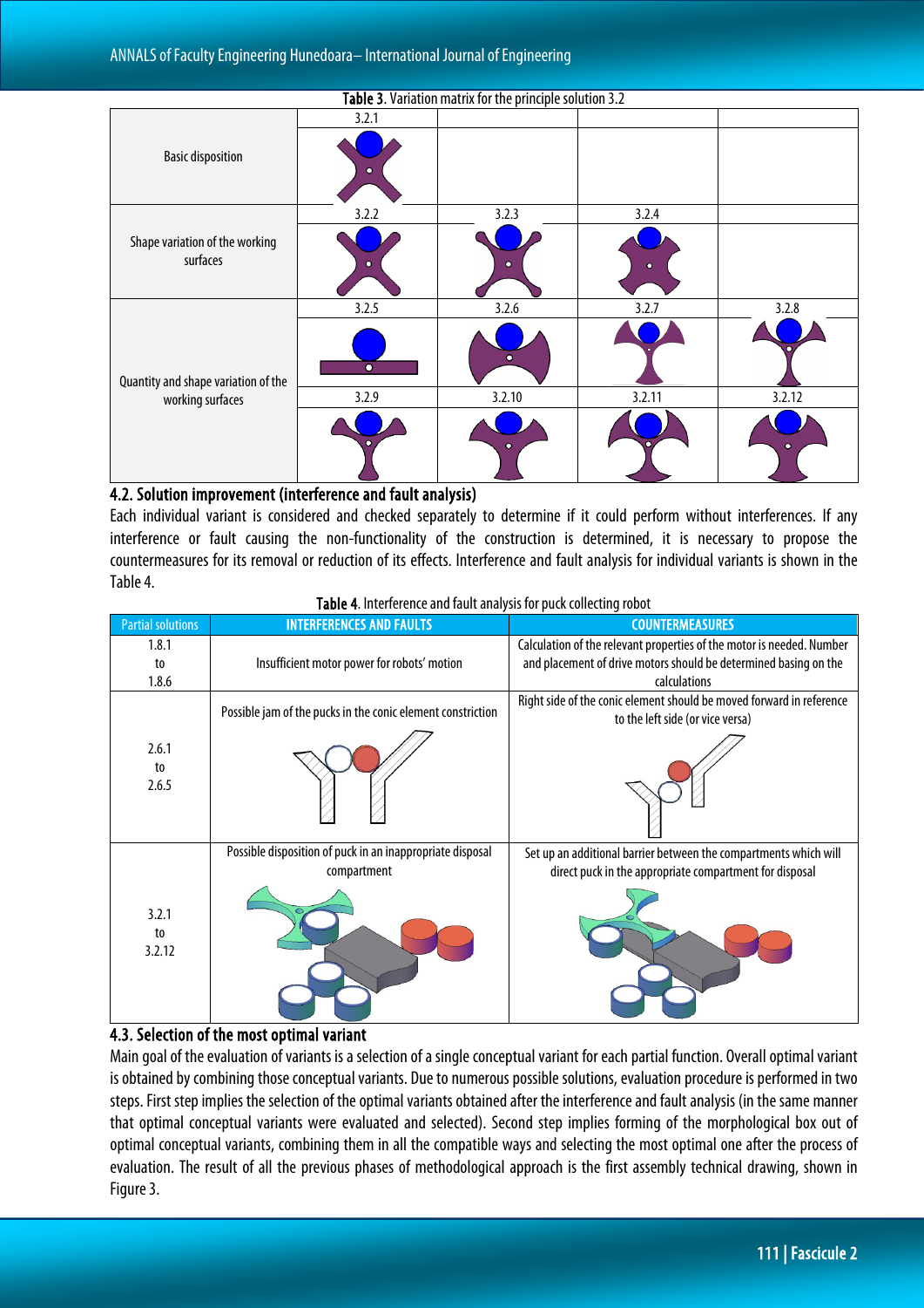Table 3. Variation matrix for the principle solution 3.2

| | | | | |
|---|---|---|---|---|
| Basic disposition | 3.2.1 | | | |
| Shape variation of the working surfaces | 3.2.2 | 3.2.3 | 3.2.4 | |
| Quantity and shape variation of the working surfaces | 3.2.5 | 3.2.6 | 3.2.7 | 3.2.8 |
| | 3.2.9 | 3.2.10 | 3.2.11 | 3.2.12 |

## 4.2. Solution improvement (interference and fault analysis)

Each individual variant is considered and checked separately to determine if it could perform without interferences. If any interference or fault causing the non-functionality of the construction is determined, it is necessary to propose the countermeasures for its removal or reduction of its effects. Interference and fault analysis for individual variants is shown in the Table 4.

Table 4. Interference and fault analysis for puck collecting robot

| Partial solutions | INTERFERENCES AND FAULTS | COUNTERMEASURES |
|---|---|---|
| 1.8.1 to 1.8.6 | Insufficient motor power for robots' motion | Calculation of the relevant properties of the motor is needed. Number and placement of drive motors should be determined basing on the calculations |
| 2.6.1 to 2.6.5 | Possible jam of the pucks in the conic element constriction | Right side of the conic element should be moved forward in reference to the left side (or vice versa) |
| 3.2.1 to 3.2.12 | Possible disposition of puck in an inappropriate disposal compartment | Set up an additional barrier between the compartments which will direct puck in the appropriate compartment for disposal |

## 4.3. Selection of the most optimal variant

Main goal of the evaluation of variants is a selection of a single conceptual variant for each partial function. Overall optimal variant is obtained by combining those conceptual variants. Due to numerous possible solutions, evaluation procedure is performed in two steps. First step implies the selection of the optimal variants obtained after the interference and fault analysis (in the same manner that optimal conceptual variants were evaluated and selected). Second step implies forming of the morphological box out of optimal conceptual variants, combining them in all the compatible ways and selecting the most optimal one after the process of evaluation. The result of all the previous phases of methodological approach is the first assembly technical drawing, shown in Figure 3.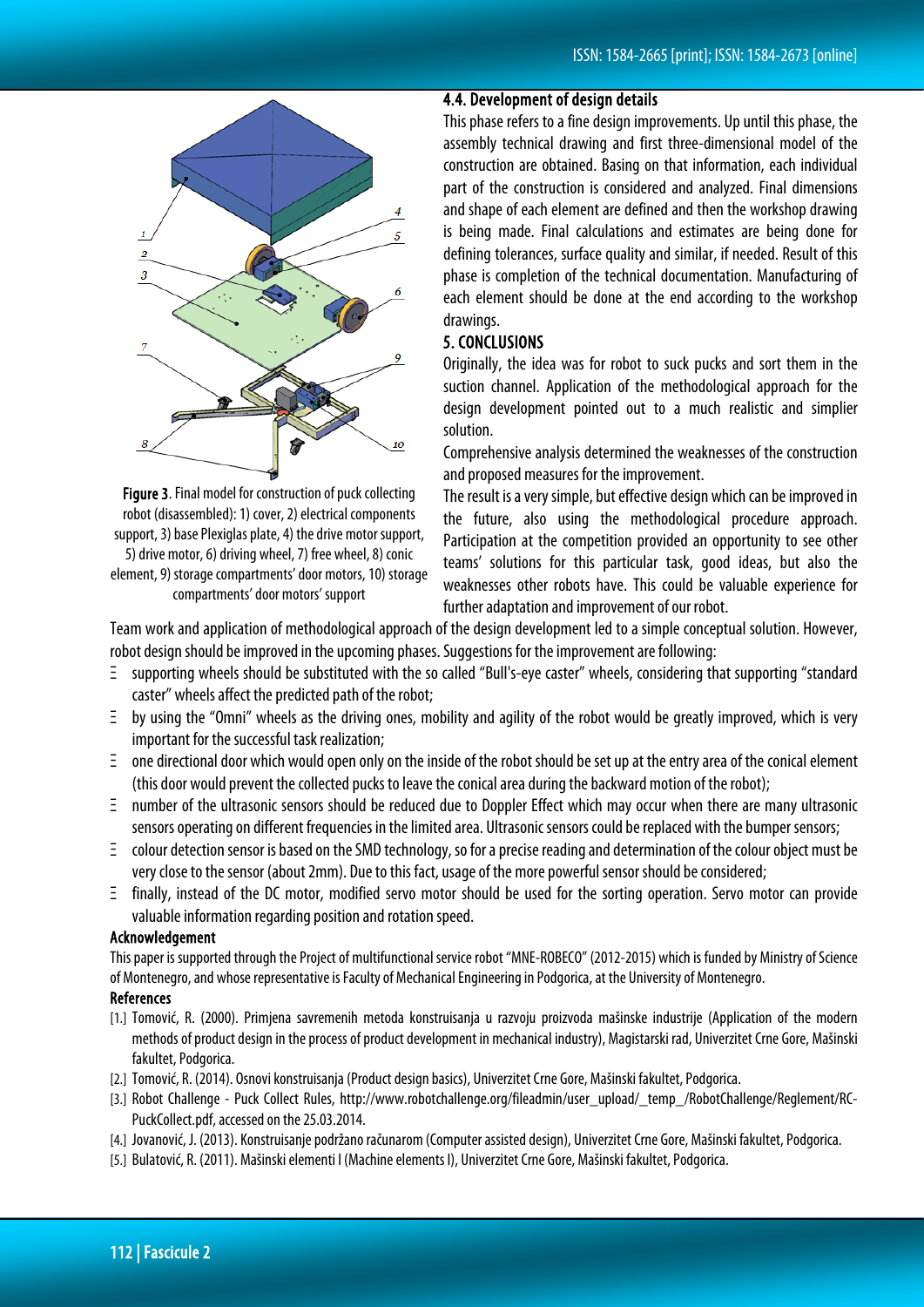Figure 3. Final model for construction of puck collecting robot (disassembled): 1) cover, 2) electrical components support, 3) base Plexiglas plate, 4) the drive motor support, 5) drive motor, 6) driving wheel, 7) free wheel, 8) conic element, 9) storage compartments' door motors, 10) storage compartments' door motors' support

### 4.4. Development of design details

This phase refers to a fine design improvements. Up until this phase, the assembly technical drawing and first three-dimensional model of the construction are obtained. Basing on that information, each individual part of the construction is considered and analyzed. Final dimensions and shape of each element are defined and then the workshop drawing is being made. Final calculations and estimates are being done for defining tolerances, surface quality and similar, if needed. Result of this phase is completion of the technical documentation. Manufacturing of each element should be done at the end according to the workshop drawings.

## 5. CONCLUSIONS

Originally, the idea was for robot to suck pucks and sort them in the suction channel. Application of the methodological approach for the design development pointed out to a much realistic and simplier solution.

Comprehensive analysis determined the weaknesses of the construction and proposed measures for the improvement.

The result is a very simple, but effective design which can be improved in the future, also using the methodological procedure approach. Participation at the competition provided an opportunity to see other teams' solutions for this particular task, good ideas, but also the weaknesses other robots have. This could be valuable experience for further adaptation and improvement of our robot.

Team work and application of methodological approach of the design development led to a simple conceptual solution. However, robot design should be improved in the upcoming phases. Suggestions for the improvement are following:

- supporting wheels should be substituted with the so called "Bull's-eye caster" wheels, considering that supporting "standard caster" wheels affect the predicted path of the robot;
- by using the "Omni" wheels as the driving ones, mobility and agility of the robot would be greatly improved, which is very important for the successful task realization;
- one directional door which would open only on the inside of the robot should be set up at the entry area of the conical element (this door would prevent the collected pucks to leave the conical area during the backward motion of the robot);
- number of the ultrasonic sensors should be reduced due to Doppler Effect which may occur when there are many ultrasonic sensors operating on different frequencies in the limited area. Ultrasonic sensors could be replaced with the bumper sensors;
- colour detection sensor is based on the SMD technology, so for a precise reading and determination of the colour object must be very close to the sensor (about 2mm). Due to this fact, usage of the more powerful sensor should be considered;
- finally, instead of the DC motor, modified servo motor should be used for the sorting operation. Servo motor can provide valuable information regarding position and rotation speed.

### Acknowledgement

This paper is supported through the Project of multifunctional service robot "MNE-ROBECO" (2012-2015) which is funded by Ministry of Science of Montenegro, and whose representative is Faculty of Mechanical Engineering in Podgorica, at the University of Montenegro.

### References

[1.] Tomović, R. (2000). Primjena savremenih metoda konstruisanja u razvoju proizvoda mašinske industrije (Application of the modern methods of product design in the process of product development in mechanical industry), Magistarski rad, Univerzitet Crne Gore, Mašinski fakultet, Podgorica.

[2.] Tomović, R. (2014). Osnovi konstruisanja (Product design basics), Univerzitet Crne Gore, Mašinski fakultet, Podgorica.

[3.] Robot Challenge - Puck Collect Rules, http://www.robotchallenge.org/fileadmin/user_upload/_temp_/RobotChallenge/Reglement/RC-PuckCollect.pdf, accessed on the 25.03.2014.

[4.] Jovanović, J. (2013). Konstruisanje podržano računarom (Computer assisted design), Univerzitet Crne Gore, Mašinski fakultet, Podgorica.

[5.] Bulatović, R. (2011). Mašinski elementi I (Machine elements I), Univerzitet Crne Gore, Mašinski fakultet, Podgorica.